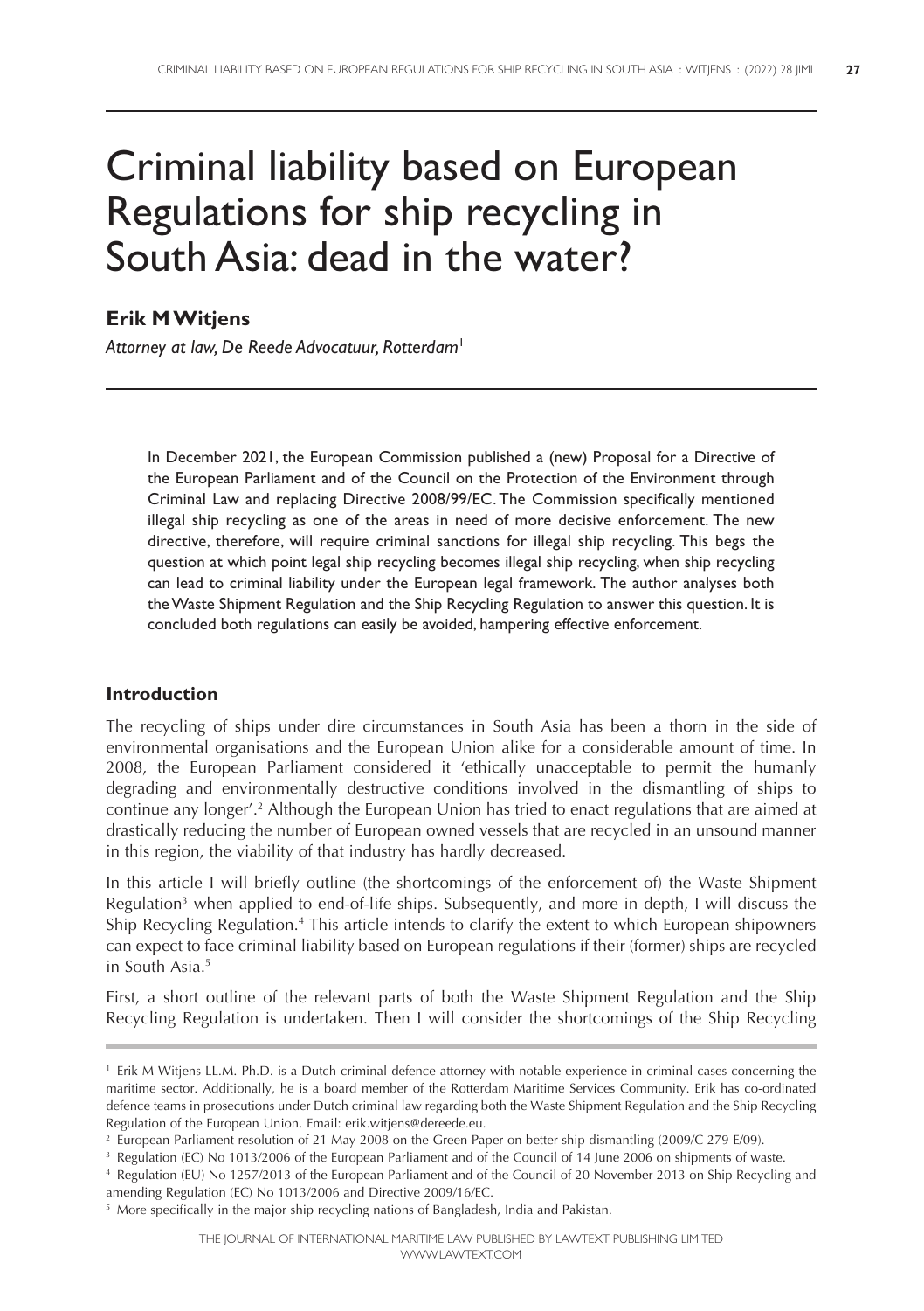# Criminal liability based on European Regulations for ship recycling in South Asia: dead in the water?

**Erik M Witjens**

*Attorney at law, De Reede Advocatuur, Rotterdam*[1]

In December 2021, the European Commission published a (new) Proposal for a Directive of the European Parliament and of the Council on the Protection of the Environment through Criminal Law and replacing Directive 2008/99/EC. The Commission specifically mentioned illegal ship recycling as one of the areas in need of more decisive enforcement. The new directive, therefore, will require criminal sanctions for illegal ship recycling. This begs the question at which point legal ship recycling becomes illegal ship recycling, when ship recycling can lead to criminal liability under the European legal framework. The author analyses both the Waste Shipment Regulation and the Ship Recycling Regulation to answer this question. It is concluded both regulations can easily be avoided, hampering effective enforcement.

## Introduction

The recycling of ships under dire circumstances in South Asia has been a thorn in the side of environmental organisations and the European Union alike for a considerable amount of time. In 2008, the European Parliament considered it 'ethically unacceptable to permit the humanly degrading and environmentally destructive conditions involved in the dismantling of ships to continue any longer'.[2] Although the European Union has tried to enact regulations that are aimed at drastically reducing the number of European owned vessels that are recycled in an unsound manner in this region, the viability of that industry has hardly decreased.

In this article I will briefly outline (the shortcomings of the enforcement of) the Waste Shipment Regulation[3] when applied to end-of-life ships. Subsequently, and more in depth, I will discuss the Ship Recycling Regulation.[4] This article intends to clarify the extent to which European shipowners can expect to face criminal liability based on European regulations if their (former) ships are recycled in South Asia.[5]

First, a short outline of the relevant parts of both the Waste Shipment Regulation and the Ship Recycling Regulation is undertaken. Then I will consider the shortcomings of the Ship Recycling

---

[1] Erik M Witjens LL.M. Ph.D. is a Dutch criminal defence attorney with notable experience in criminal cases concerning the maritime sector. Additionally, he is a board member of the Rotterdam Maritime Services Community. Erik has co-ordinated defence teams in prosecutions under Dutch criminal law regarding both the Waste Shipment Regulation and the Ship Recycling Regulation of the European Union. Email: erik.witjens@dereede.eu.

[2] European Parliament resolution of 21 May 2008 on the Green Paper on better ship dismantling (2009/C 279 E/09).

[3] Regulation (EC) No 1013/2006 of the European Parliament and of the Council of 14 June 2006 on shipments of waste.

[4] Regulation (EU) No 1257/2013 of the European Parliament and of the Council of 20 November 2013 on Ship Recycling and amending Regulation (EC) No 1013/2006 and Directive 2009/16/EC.

[5] More specifically in the major ship recycling nations of Bangladesh, India and Pakistan.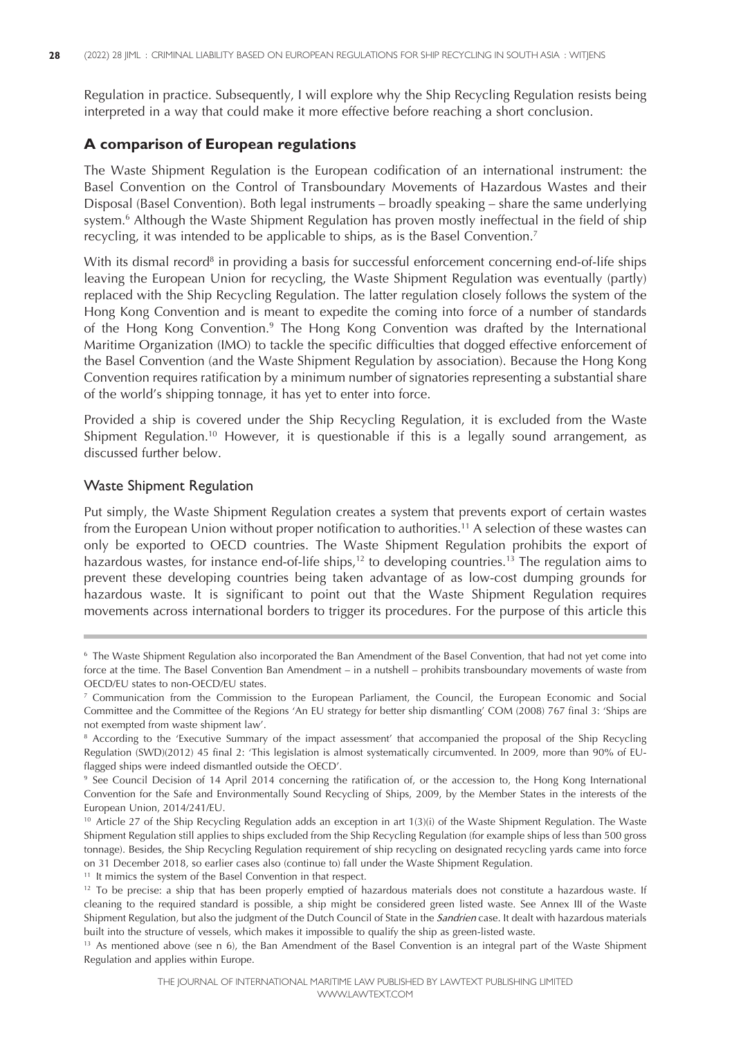Regulation in practice. Subsequently, I will explore why the Ship Recycling Regulation resists being interpreted in a way that could make it more effective before reaching a short conclusion.

## A comparison of European regulations

The Waste Shipment Regulation is the European codification of an international instrument: the Basel Convention on the Control of Transboundary Movements of Hazardous Wastes and their Disposal (Basel Convention). Both legal instruments – broadly speaking – share the same underlying system.[6] Although the Waste Shipment Regulation has proven mostly ineffectual in the field of ship recycling, it was intended to be applicable to ships, as is the Basel Convention.[7]

With its dismal record[8] in providing a basis for successful enforcement concerning end-of-life ships leaving the European Union for recycling, the Waste Shipment Regulation was eventually (partly) replaced with the Ship Recycling Regulation. The latter regulation closely follows the system of the Hong Kong Convention and is meant to expedite the coming into force of a number of standards of the Hong Kong Convention.[9] The Hong Kong Convention was drafted by the International Maritime Organization (IMO) to tackle the specific difficulties that dogged effective enforcement of the Basel Convention (and the Waste Shipment Regulation by association). Because the Hong Kong Convention requires ratification by a minimum number of signatories representing a substantial share of the world's shipping tonnage, it has yet to enter into force.

Provided a ship is covered under the Ship Recycling Regulation, it is excluded from the Waste Shipment Regulation.[10] However, it is questionable if this is a legally sound arrangement, as discussed further below.

### Waste Shipment Regulation

Put simply, the Waste Shipment Regulation creates a system that prevents export of certain wastes from the European Union without proper notification to authorities.[11] A selection of these wastes can only be exported to OECD countries. The Waste Shipment Regulation prohibits the export of hazardous wastes, for instance end-of-life ships,[12] to developing countries.[13] The regulation aims to prevent these developing countries being taken advantage of as low-cost dumping grounds for hazardous waste. It is significant to point out that the Waste Shipment Regulation requires movements across international borders to trigger its procedures. For the purpose of this article this

---

[6] The Waste Shipment Regulation also incorporated the Ban Amendment of the Basel Convention, that had not yet come into force at the time. The Basel Convention Ban Amendment – in a nutshell – prohibits transboundary movements of waste from OECD/EU states to non-OECD/EU states.

[7] Communication from the Commission to the European Parliament, the Council, the European Economic and Social Committee and the Committee of the Regions 'An EU strategy for better ship dismantling' COM (2008) 767 final 3: 'Ships are not exempted from waste shipment law'.

[8] According to the 'Executive Summary of the impact assessment' that accompanied the proposal of the Ship Recycling Regulation (SWD)(2012) 45 final 2: 'This legislation is almost systematically circumvented. In 2009, more than 90% of EU-flagged ships were indeed dismantled outside the OECD'.

[9] See Council Decision of 14 April 2014 concerning the ratification of, or the accession to, the Hong Kong International Convention for the Safe and Environmentally Sound Recycling of Ships, 2009, by the Member States in the interests of the European Union, 2014/241/EU.

[10] Article 27 of the Ship Recycling Regulation adds an exception in art 1(3)(i) of the Waste Shipment Regulation. The Waste Shipment Regulation still applies to ships excluded from the Ship Recycling Regulation (for example ships of less than 500 gross tonnage). Besides, the Ship Recycling Regulation requirement of ship recycling on designated recycling yards came into force on 31 December 2018, so earlier cases also (continue to) fall under the Waste Shipment Regulation.

[11] It mimics the system of the Basel Convention in that respect.

[12] To be precise: a ship that has been properly emptied of hazardous materials does not constitute a hazardous waste. If cleaning to the required standard is possible, a ship might be considered green listed waste. See Annex III of the Waste Shipment Regulation, but also the judgment of the Dutch Council of State in the *Sandrien* case. It dealt with hazardous materials built into the structure of vessels, which makes it impossible to qualify the ship as green-listed waste.

[13] As mentioned above (see n 6), the Ban Amendment of the Basel Convention is an integral part of the Waste Shipment Regulation and applies within Europe.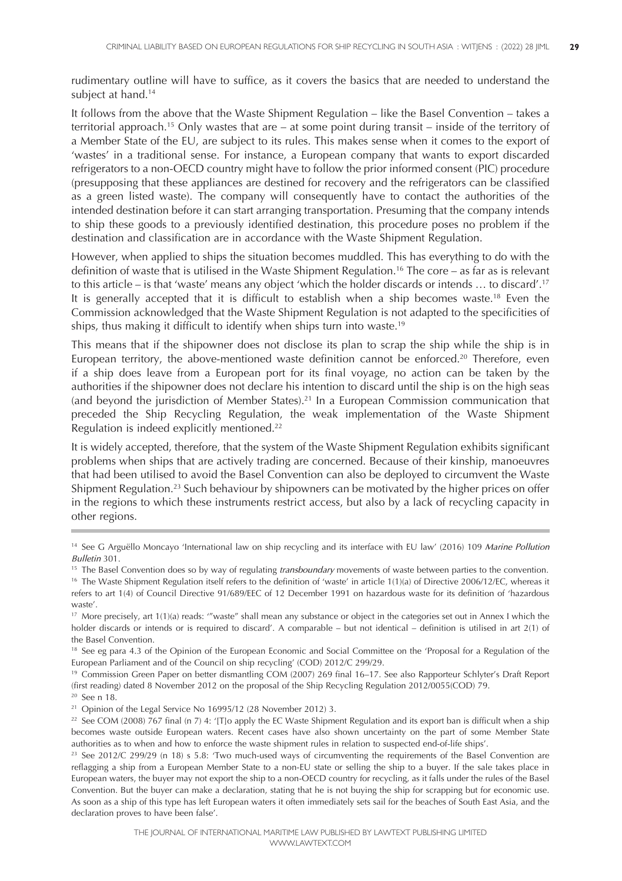rudimentary outline will have to suffice, as it covers the basics that are needed to understand the subject at hand.[14]

It follows from the above that the Waste Shipment Regulation – like the Basel Convention – takes a territorial approach.[15] Only wastes that are – at some point during transit – inside of the territory of a Member State of the EU, are subject to its rules. This makes sense when it comes to the export of 'wastes' in a traditional sense. For instance, a European company that wants to export discarded refrigerators to a non-OECD country might have to follow the prior informed consent (PIC) procedure (presupposing that these appliances are destined for recovery and the refrigerators can be classified as a green listed waste). The company will consequently have to contact the authorities of the intended destination before it can start arranging transportation. Presuming that the company intends to ship these goods to a previously identified destination, this procedure poses no problem if the destination and classification are in accordance with the Waste Shipment Regulation.

However, when applied to ships the situation becomes muddled. This has everything to do with the definition of waste that is utilised in the Waste Shipment Regulation.[16] The core – as far as is relevant to this article – is that 'waste' means any object 'which the holder discards or intends … to discard'.[17] It is generally accepted that it is difficult to establish when a ship becomes waste.[18] Even the Commission acknowledged that the Waste Shipment Regulation is not adapted to the specificities of ships, thus making it difficult to identify when ships turn into waste.[19]

This means that if the shipowner does not disclose its plan to scrap the ship while the ship is in European territory, the above-mentioned waste definition cannot be enforced.[20] Therefore, even if a ship does leave from a European port for its final voyage, no action can be taken by the authorities if the shipowner does not declare his intention to discard until the ship is on the high seas (and beyond the jurisdiction of Member States).[21] In a European Commission communication that preceded the Ship Recycling Regulation, the weak implementation of the Waste Shipment Regulation is indeed explicitly mentioned.[22]

It is widely accepted, therefore, that the system of the Waste Shipment Regulation exhibits significant problems when ships that are actively trading are concerned. Because of their kinship, manoeuvres that had been utilised to avoid the Basel Convention can also be deployed to circumvent the Waste Shipment Regulation.[23] Such behaviour by shipowners can be motivated by the higher prices on offer in the regions to which these instruments restrict access, but also by a lack of recycling capacity in other regions.

---

[14] See G Arguëllo Moncayo 'International law on ship recycling and its interface with EU law' (2016) 109 *Marine Pollution Bulletin* 301.

[15] The Basel Convention does so by way of regulating *transboundary* movements of waste between parties to the convention.

[16] The Waste Shipment Regulation itself refers to the definition of 'waste' in article 1(1)(a) of Directive 2006/12/EC, whereas it refers to art 1(4) of Council Directive 91/689/EEC of 12 December 1991 on hazardous waste for its definition of 'hazardous waste'.

[17] More precisely, art 1(1)(a) reads: '"waste" shall mean any substance or object in the categories set out in Annex I which the holder discards or intends or is required to discard'. A comparable – but not identical – definition is utilised in art 2(1) of the Basel Convention.

[18] See eg para 4.3 of the Opinion of the European Economic and Social Committee on the 'Proposal for a Regulation of the European Parliament and of the Council on ship recycling' (COD) 2012/C 299/29.

[19] Commission Green Paper on better dismantling COM (2007) 269 final 16–17. See also Rapporteur Schlyter's Draft Report (first reading) dated 8 November 2012 on the proposal of the Ship Recycling Regulation 2012/0055(COD) 79.

[20] See n 18.

[21] Opinion of the Legal Service No 16995/12 (28 November 2012) 3.

[22] See COM (2008) 767 final (n 7) 4: '[T]o apply the EC Waste Shipment Regulation and its export ban is difficult when a ship becomes waste outside European waters. Recent cases have also shown uncertainty on the part of some Member State authorities as to when and how to enforce the waste shipment rules in relation to suspected end-of-life ships'.

[23] See 2012/C 299/29 (n 18) s 5.8: 'Two much-used ways of circumventing the requirements of the Basel Convention are reflagging a ship from a European Member State to a non-EU state or selling the ship to a buyer. If the sale takes place in European waters, the buyer may not export the ship to a non-OECD country for recycling, as it falls under the rules of the Basel Convention. But the buyer can make a declaration, stating that he is not buying the ship for scrapping but for economic use. As soon as a ship of this type has left European waters it often immediately sets sail for the beaches of South East Asia, and the declaration proves to have been false'.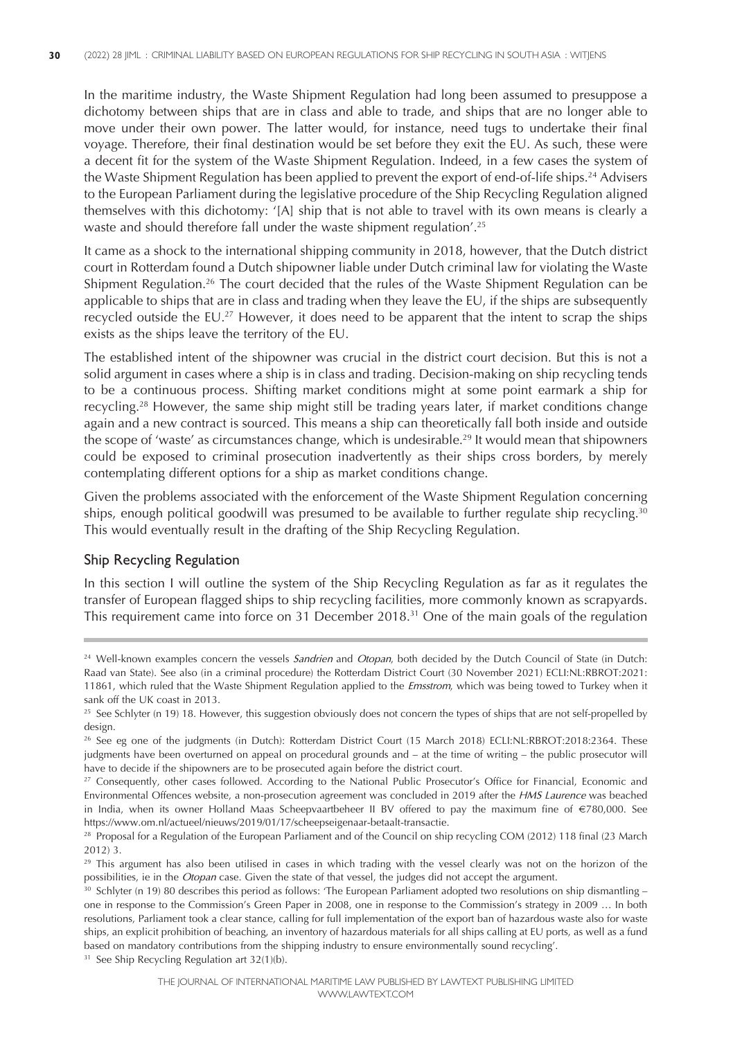In the maritime industry, the Waste Shipment Regulation had long been assumed to presuppose a dichotomy between ships that are in class and able to trade, and ships that are no longer able to move under their own power. The latter would, for instance, need tugs to undertake their final voyage. Therefore, their final destination would be set before they exit the EU. As such, these were a decent fit for the system of the Waste Shipment Regulation. Indeed, in a few cases the system of the Waste Shipment Regulation has been applied to prevent the export of end-of-life ships.[24] Advisers to the European Parliament during the legislative procedure of the Ship Recycling Regulation aligned themselves with this dichotomy: '[A] ship that is not able to travel with its own means is clearly a waste and should therefore fall under the waste shipment regulation'.[25]

It came as a shock to the international shipping community in 2018, however, that the Dutch district court in Rotterdam found a Dutch shipowner liable under Dutch criminal law for violating the Waste Shipment Regulation.[26] The court decided that the rules of the Waste Shipment Regulation can be applicable to ships that are in class and trading when they leave the EU, if the ships are subsequently recycled outside the EU.[27] However, it does need to be apparent that the intent to scrap the ships exists as the ships leave the territory of the EU.

The established intent of the shipowner was crucial in the district court decision. But this is not a solid argument in cases where a ship is in class and trading. Decision-making on ship recycling tends to be a continuous process. Shifting market conditions might at some point earmark a ship for recycling.[28] However, the same ship might still be trading years later, if market conditions change again and a new contract is sourced. This means a ship can theoretically fall both inside and outside the scope of 'waste' as circumstances change, which is undesirable.[29] It would mean that shipowners could be exposed to criminal prosecution inadvertently as their ships cross borders, by merely contemplating different options for a ship as market conditions change.

Given the problems associated with the enforcement of the Waste Shipment Regulation concerning ships, enough political goodwill was presumed to be available to further regulate ship recycling.[30] This would eventually result in the drafting of the Ship Recycling Regulation.

## Ship Recycling Regulation

In this section I will outline the system of the Ship Recycling Regulation as far as it regulates the transfer of European flagged ships to ship recycling facilities, more commonly known as scrapyards. This requirement came into force on 31 December 2018.[31] One of the main goals of the regulation

---

[24] Well-known examples concern the vessels *Sandrien* and *Otopan*, both decided by the Dutch Council of State (in Dutch: Raad van State). See also (in a criminal procedure) the Rotterdam District Court (30 November 2021) ECLI:NL:RBROT:2021:11861, which ruled that the Waste Shipment Regulation applied to the *Emsstrom*, which was being towed to Turkey when it sank off the UK coast in 2013.

[25] See Schlyter (n 19) 18. However, this suggestion obviously does not concern the types of ships that are not self-propelled by design.

[26] See eg one of the judgments (in Dutch): Rotterdam District Court (15 March 2018) ECLI:NL:RBROT:2018:2364. These judgments have been overturned on appeal on procedural grounds and – at the time of writing – the public prosecutor will have to decide if the shipowners are to be prosecuted again before the district court.

[27] Consequently, other cases followed. According to the National Public Prosecutor's Office for Financial, Economic and Environmental Offences website, a non-prosecution agreement was concluded in 2019 after the *HMS Laurence* was beached in India, when its owner Holland Maas Scheepvaartbeheer II BV offered to pay the maximum fine of €780,000. See https://www.om.nl/actueel/nieuws/2019/01/17/scheepseigenaar-betaalt-transactie.

[28] Proposal for a Regulation of the European Parliament and of the Council on ship recycling COM (2012) 118 final (23 March 2012) 3.

[29] This argument has also been utilised in cases in which trading with the vessel clearly was not on the horizon of the possibilities, ie in the *Otopan* case. Given the state of that vessel, the judges did not accept the argument.

[30] Schlyter (n 19) 80 describes this period as follows: 'The European Parliament adopted two resolutions on ship dismantling – one in response to the Commission's Green Paper in 2008, one in response to the Commission's strategy in 2009 … In both resolutions, Parliament took a clear stance, calling for full implementation of the export ban of hazardous waste also for waste ships, an explicit prohibition of beaching, an inventory of hazardous materials for all ships calling at EU ports, as well as a fund based on mandatory contributions from the shipping industry to ensure environmentally sound recycling'.

[31] See Ship Recycling Regulation art 32(1)(b).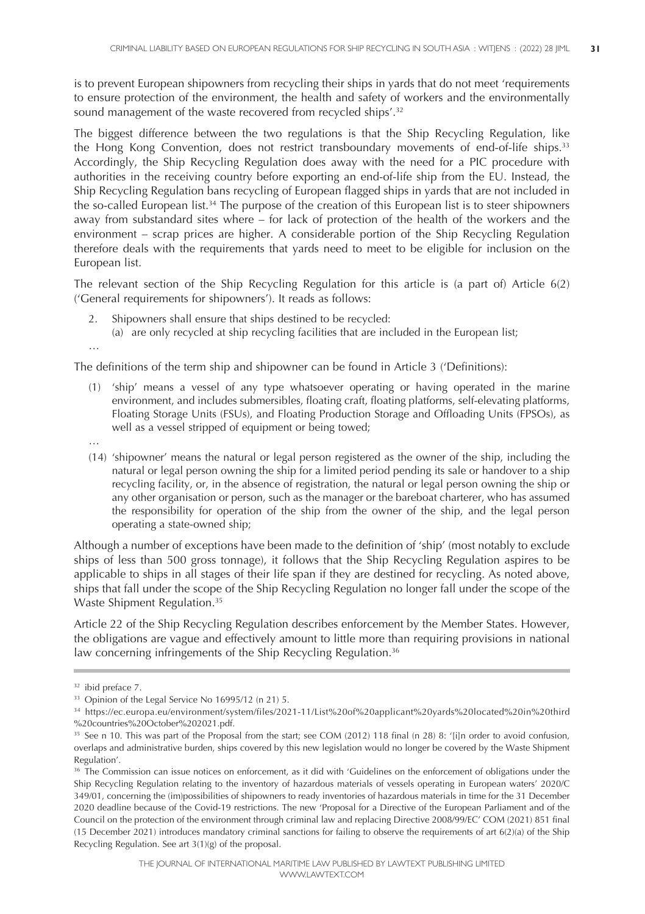is to prevent European shipowners from recycling their ships in yards that do not meet 'requirements to ensure protection of the environment, the health and safety of workers and the environmentally sound management of the waste recovered from recycled ships'.[32]

The biggest difference between the two regulations is that the Ship Recycling Regulation, like the Hong Kong Convention, does not restrict transboundary movements of end-of-life ships.[33] Accordingly, the Ship Recycling Regulation does away with the need for a PIC procedure with authorities in the receiving country before exporting an end-of-life ship from the EU. Instead, the Ship Recycling Regulation bans recycling of European flagged ships in yards that are not included in the so-called European list.[34] The purpose of the creation of this European list is to steer shipowners away from substandard sites where – for lack of protection of the health of the workers and the environment – scrap prices are higher. A considerable portion of the Ship Recycling Regulation therefore deals with the requirements that yards need to meet to be eligible for inclusion on the European list.

The relevant section of the Ship Recycling Regulation for this article is (a part of) Article 6(2) ('General requirements for shipowners'). It reads as follows:

> 2. Shipowners shall ensure that ships destined to be recycled:
>    (a) are only recycled at ship recycling facilities that are included in the European list;
>
> …

The definitions of the term ship and shipowner can be found in Article 3 ('Definitions):

> (1) 'ship' means a vessel of any type whatsoever operating or having operated in the marine environment, and includes submersibles, floating craft, floating platforms, self-elevating platforms, Floating Storage Units (FSUs), and Floating Production Storage and Offloading Units (FPSOs), as well as a vessel stripped of equipment or being towed;
>
> …
>
> (14) 'shipowner' means the natural or legal person registered as the owner of the ship, including the natural or legal person owning the ship for a limited period pending its sale or handover to a ship recycling facility, or, in the absence of registration, the natural or legal person owning the ship or any other organisation or person, such as the manager or the bareboat charterer, who has assumed the responsibility for operation of the ship from the owner of the ship, and the legal person operating a state-owned ship;

Although a number of exceptions have been made to the definition of 'ship' (most notably to exclude ships of less than 500 gross tonnage), it follows that the Ship Recycling Regulation aspires to be applicable to ships in all stages of their life span if they are destined for recycling. As noted above, ships that fall under the scope of the Ship Recycling Regulation no longer fall under the scope of the Waste Shipment Regulation.[35]

Article 22 of the Ship Recycling Regulation describes enforcement by the Member States. However, the obligations are vague and effectively amount to little more than requiring provisions in national law concerning infringements of the Ship Recycling Regulation.[36]

---

[32] ibid preface 7.

[33] Opinion of the Legal Service No 16995/12 (n 21) 5.

[34] https://ec.europa.eu/environment/system/files/2021-11/List%20of%20applicant%20yards%20located%20in%20third%20countries%20October%202021.pdf.

[35] See n 10. This was part of the Proposal from the start; see COM (2012) 118 final (n 28) 8: '[i]n order to avoid confusion, overlaps and administrative burden, ships covered by this new legislation would no longer be covered by the Waste Shipment Regulation'.

[36] The Commission can issue notices on enforcement, as it did with 'Guidelines on the enforcement of obligations under the Ship Recycling Regulation relating to the inventory of hazardous materials of vessels operating in European waters' 2020/C 349/01, concerning the (im)possibilities of shipowners to ready inventories of hazardous materials in time for the 31 December 2020 deadline because of the Covid-19 restrictions. The new 'Proposal for a Directive of the European Parliament and of the Council on the protection of the environment through criminal law and replacing Directive 2008/99/EC' COM (2021) 851 final (15 December 2021) introduces mandatory criminal sanctions for failing to observe the requirements of art 6(2)(a) of the Ship Recycling Regulation. See art 3(1)(g) of the proposal.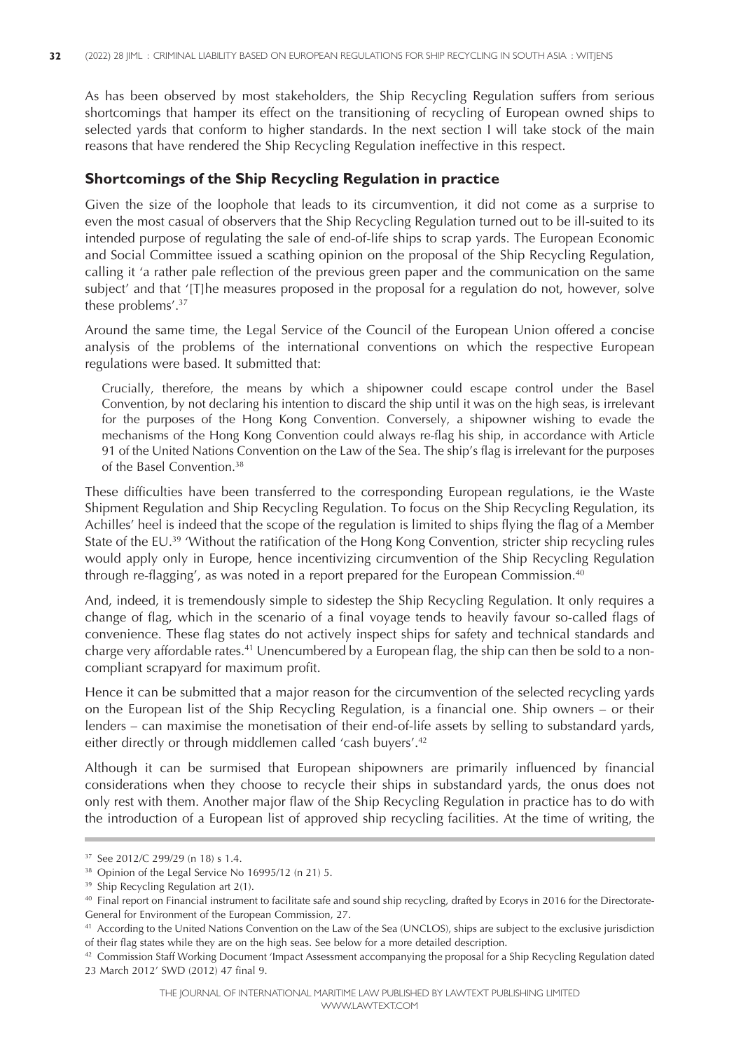As has been observed by most stakeholders, the Ship Recycling Regulation suffers from serious shortcomings that hamper its effect on the transitioning of recycling of European owned ships to selected yards that conform to higher standards. In the next section I will take stock of the main reasons that have rendered the Ship Recycling Regulation ineffective in this respect.

## Shortcomings of the Ship Recycling Regulation in practice

Given the size of the loophole that leads to its circumvention, it did not come as a surprise to even the most casual of observers that the Ship Recycling Regulation turned out to be ill-suited to its intended purpose of regulating the sale of end-of-life ships to scrap yards. The European Economic and Social Committee issued a scathing opinion on the proposal of the Ship Recycling Regulation, calling it 'a rather pale reflection of the previous green paper and the communication on the same subject' and that '[T]he measures proposed in the proposal for a regulation do not, however, solve these problems'.[37]

Around the same time, the Legal Service of the Council of the European Union offered a concise analysis of the problems of the international conventions on which the respective European regulations were based. It submitted that:

> Crucially, therefore, the means by which a shipowner could escape control under the Basel Convention, by not declaring his intention to discard the ship until it was on the high seas, is irrelevant for the purposes of the Hong Kong Convention. Conversely, a shipowner wishing to evade the mechanisms of the Hong Kong Convention could always re-flag his ship, in accordance with Article 91 of the United Nations Convention on the Law of the Sea. The ship's flag is irrelevant for the purposes of the Basel Convention.[38]

These difficulties have been transferred to the corresponding European regulations, ie the Waste Shipment Regulation and Ship Recycling Regulation. To focus on the Ship Recycling Regulation, its Achilles' heel is indeed that the scope of the regulation is limited to ships flying the flag of a Member State of the EU.[39] 'Without the ratification of the Hong Kong Convention, stricter ship recycling rules would apply only in Europe, hence incentivizing circumvention of the Ship Recycling Regulation through re-flagging', as was noted in a report prepared for the European Commission.[40]

And, indeed, it is tremendously simple to sidestep the Ship Recycling Regulation. It only requires a change of flag, which in the scenario of a final voyage tends to heavily favour so-called flags of convenience. These flag states do not actively inspect ships for safety and technical standards and charge very affordable rates.[41] Unencumbered by a European flag, the ship can then be sold to a non-compliant scrapyard for maximum profit.

Hence it can be submitted that a major reason for the circumvention of the selected recycling yards on the European list of the Ship Recycling Regulation, is a financial one. Ship owners – or their lenders – can maximise the monetisation of their end-of-life assets by selling to substandard yards, either directly or through middlemen called 'cash buyers'.[42]

Although it can be surmised that European shipowners are primarily influenced by financial considerations when they choose to recycle their ships in substandard yards, the onus does not only rest with them. Another major flaw of the Ship Recycling Regulation in practice has to do with the introduction of a European list of approved ship recycling facilities. At the time of writing, the

---

[37] See 2012/C 299/29 (n 18) s 1.4.

[38] Opinion of the Legal Service No 16995/12 (n 21) 5.

[39] Ship Recycling Regulation art 2(1).

[40] Final report on Financial instrument to facilitate safe and sound ship recycling, drafted by Ecorys in 2016 for the Directorate-General for Environment of the European Commission, 27.

[41] According to the United Nations Convention on the Law of the Sea (UNCLOS), ships are subject to the exclusive jurisdiction of their flag states while they are on the high seas. See below for a more detailed description.

[42] Commission Staff Working Document 'Impact Assessment accompanying the proposal for a Ship Recycling Regulation dated 23 March 2012' SWD (2012) 47 final 9.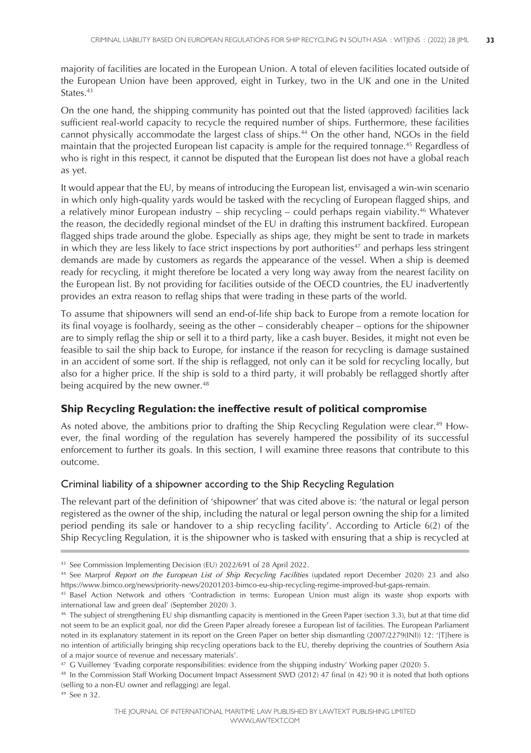majority of facilities are located in the European Union. A total of eleven facilities located outside of the European Union have been approved, eight in Turkey, two in the UK and one in the United States.[43]

On the one hand, the shipping community has pointed out that the listed (approved) facilities lack sufficient real-world capacity to recycle the required number of ships. Furthermore, these facilities cannot physically accommodate the largest class of ships.[44] On the other hand, NGOs in the field maintain that the projected European list capacity is ample for the required tonnage.[45] Regardless of who is right in this respect, it cannot be disputed that the European list does not have a global reach as yet.

It would appear that the EU, by means of introducing the European list, envisaged a win-win scenario in which only high-quality yards would be tasked with the recycling of European flagged ships, and a relatively minor European industry – ship recycling – could perhaps regain viability.[46] Whatever the reason, the decidedly regional mindset of the EU in drafting this instrument backfired. European flagged ships trade around the globe. Especially as ships age, they might be sent to trade in markets in which they are less likely to face strict inspections by port authorities[47] and perhaps less stringent demands are made by customers as regards the appearance of the vessel. When a ship is deemed ready for recycling, it might therefore be located a very long way away from the nearest facility on the European list. By not providing for facilities outside of the OECD countries, the EU inadvertently provides an extra reason to reflag ships that were trading in these parts of the world.

To assume that shipowners will send an end-of-life ship back to Europe from a remote location for its final voyage is foolhardy, seeing as the other – considerably cheaper – options for the shipowner are to simply reflag the ship or sell it to a third party, like a cash buyer. Besides, it might not even be feasible to sail the ship back to Europe, for instance if the reason for recycling is damage sustained in an accident of some sort. If the ship is reflagged, not only can it be sold for recycling locally, but also for a higher price. If the ship is sold to a third party, it will probably be reflagged shortly after being acquired by the new owner.[48]

## Ship Recycling Regulation: the ineffective result of political compromise

As noted above, the ambitions prior to drafting the Ship Recycling Regulation were clear.[49] However, the final wording of the regulation has severely hampered the possibility of its successful enforcement to further its goals. In this section, I will examine three reasons that contribute to this outcome.

### Criminal liability of a shipowner according to the Ship Recycling Regulation

The relevant part of the definition of 'shipowner' that was cited above is: 'the natural or legal person registered as the owner of the ship, including the natural or legal person owning the ship for a limited period pending its sale or handover to a ship recycling facility'. According to Article 6(2) of the Ship Recycling Regulation, it is the shipowner who is tasked with ensuring that a ship is recycled at

---

[43] See Commission Implementing Decision (EU) 2022/691 of 28 April 2022.

[44] See Marprof *Report on the European List of Ship Recycling Facilities* (updated report December 2020) 23 and also https://www.bimco.org/news/priority-news/20201203-bimco-eu-ship-recycling-regime-improved-but-gaps-remain.

[45] Basel Action Network and others 'Contradiction in terms: European Union must align its waste shop exports with international law and green deal' (September 2020) 3.

[46] The subject of strengthening EU ship dismantling capacity is mentioned in the Green Paper (section 3.3), but at that time did not seem to be an explicit goal, nor did the Green Paper already foresee a European list of facilities. The European Parliament noted in its explanatory statement in its report on the Green Paper on better ship dismantling (2007/2279(INI)) 12: '[T]here is no intention of artificially bringing ship recycling operations back to the EU, thereby depriving the countries of Southern Asia of a major source of revenue and necessary materials'.

[47] G Vuillemey 'Evading corporate responsibilities: evidence from the shipping industry' Working paper (2020) 5.

[48] In the Commission Staff Working Document Impact Assessment SWD (2012) 47 final (n 42) 90 it is noted that both options (selling to a non-EU owner and reflagging) are legal.

[49] See n 32.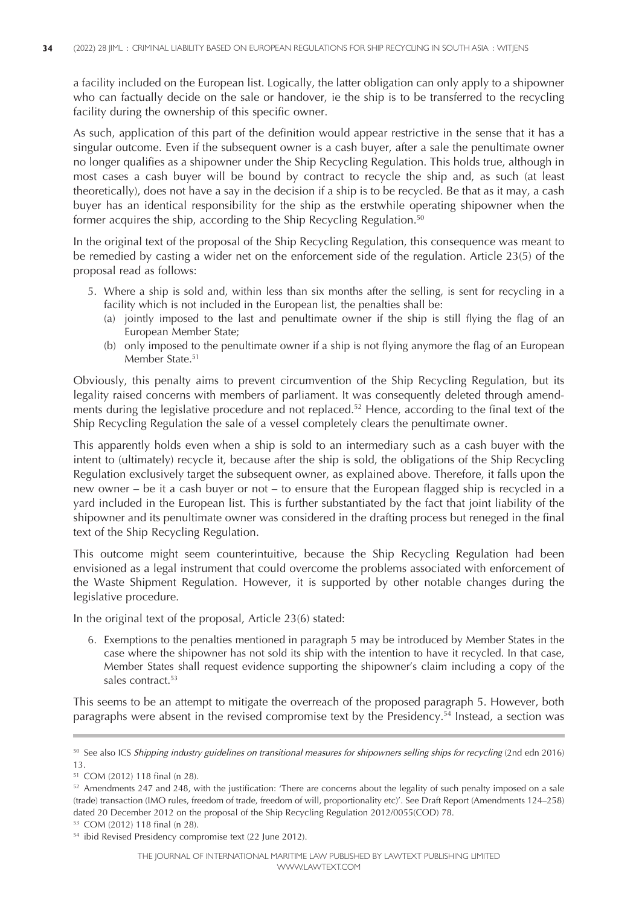a facility included on the European list. Logically, the latter obligation can only apply to a shipowner who can factually decide on the sale or handover, ie the ship is to be transferred to the recycling facility during the ownership of this specific owner.

As such, application of this part of the definition would appear restrictive in the sense that it has a singular outcome. Even if the subsequent owner is a cash buyer, after a sale the penultimate owner no longer qualifies as a shipowner under the Ship Recycling Regulation. This holds true, although in most cases a cash buyer will be bound by contract to recycle the ship and, as such (at least theoretically), does not have a say in the decision if a ship is to be recycled. Be that as it may, a cash buyer has an identical responsibility for the ship as the erstwhile operating shipowner when the former acquires the ship, according to the Ship Recycling Regulation.[50]

In the original text of the proposal of the Ship Recycling Regulation, this consequence was meant to be remedied by casting a wider net on the enforcement side of the regulation. Article 23(5) of the proposal read as follows:

> 5. Where a ship is sold and, within less than six months after the selling, is sent for recycling in a facility which is not included in the European list, the penalties shall be:
>    (a) jointly imposed to the last and penultimate owner if the ship is still flying the flag of an European Member State;
>    (b) only imposed to the penultimate owner if a ship is not flying anymore the flag of an European Member State.[51]

Obviously, this penalty aims to prevent circumvention of the Ship Recycling Regulation, but its legality raised concerns with members of parliament. It was consequently deleted through amendments during the legislative procedure and not replaced.[52] Hence, according to the final text of the Ship Recycling Regulation the sale of a vessel completely clears the penultimate owner.

This apparently holds even when a ship is sold to an intermediary such as a cash buyer with the intent to (ultimately) recycle it, because after the ship is sold, the obligations of the Ship Recycling Regulation exclusively target the subsequent owner, as explained above. Therefore, it falls upon the new owner – be it a cash buyer or not – to ensure that the European flagged ship is recycled in a yard included in the European list. This is further substantiated by the fact that joint liability of the shipowner and its penultimate owner was considered in the drafting process but reneged in the final text of the Ship Recycling Regulation.

This outcome might seem counterintuitive, because the Ship Recycling Regulation had been envisioned as a legal instrument that could overcome the problems associated with enforcement of the Waste Shipment Regulation. However, it is supported by other notable changes during the legislative procedure.

In the original text of the proposal, Article 23(6) stated:

> 6. Exemptions to the penalties mentioned in paragraph 5 may be introduced by Member States in the case where the shipowner has not sold its ship with the intention to have it recycled. In that case, Member States shall request evidence supporting the shipowner's claim including a copy of the sales contract.[53]

This seems to be an attempt to mitigate the overreach of the proposed paragraph 5. However, both paragraphs were absent in the revised compromise text by the Presidency.[54] Instead, a section was

---

[50] See also ICS *Shipping industry guidelines on transitional measures for shipowners selling ships for recycling* (2nd edn 2016) 13.

[51] COM (2012) 118 final (n 28).

[52] Amendments 247 and 248, with the justification: 'There are concerns about the legality of such penalty imposed on a sale (trade) transaction (IMO rules, freedom of trade, freedom of will, proportionality etc)'. See Draft Report (Amendments 124–258) dated 20 December 2012 on the proposal of the Ship Recycling Regulation 2012/0055(COD) 78.

[53] COM (2012) 118 final (n 28).

[54] ibid Revised Presidency compromise text (22 June 2012).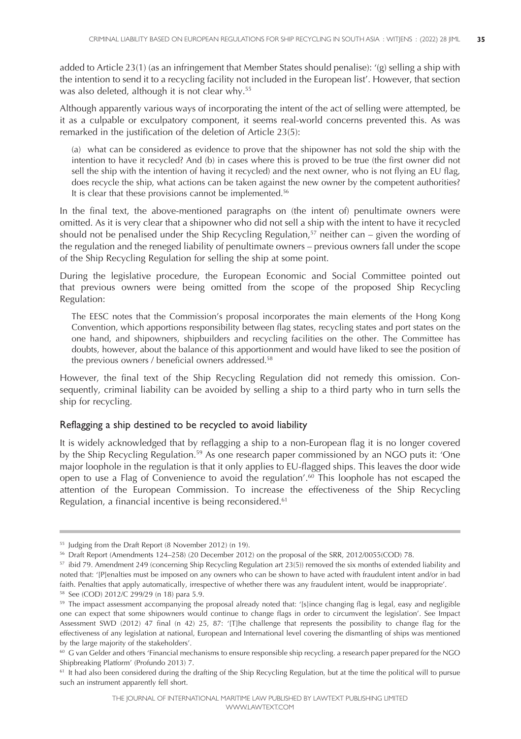added to Article 23(1) (as an infringement that Member States should penalise): '(g) selling a ship with the intention to send it to a recycling facility not included in the European list'. However, that section was also deleted, although it is not clear why.[55]

Although apparently various ways of incorporating the intent of the act of selling were attempted, be it as a culpable or exculpatory component, it seems real-world concerns prevented this. As was remarked in the justification of the deletion of Article 23(5):

> (a) what can be considered as evidence to prove that the shipowner has not sold the ship with the intention to have it recycled? And (b) in cases where this is proved to be true (the first owner did not sell the ship with the intention of having it recycled) and the next owner, who is not flying an EU flag, does recycle the ship, what actions can be taken against the new owner by the competent authorities? It is clear that these provisions cannot be implemented.[56]

In the final text, the above-mentioned paragraphs on (the intent of) penultimate owners were omitted. As it is very clear that a shipowner who did not sell a ship with the intent to have it recycled should not be penalised under the Ship Recycling Regulation,[57] neither can – given the wording of the regulation and the reneged liability of penultimate owners – previous owners fall under the scope of the Ship Recycling Regulation for selling the ship at some point.

During the legislative procedure, the European Economic and Social Committee pointed out that previous owners were being omitted from the scope of the proposed Ship Recycling Regulation:

> The EESC notes that the Commission's proposal incorporates the main elements of the Hong Kong Convention, which apportions responsibility between flag states, recycling states and port states on the one hand, and shipowners, shipbuilders and recycling facilities on the other. The Committee has doubts, however, about the balance of this apportionment and would have liked to see the position of the previous owners / beneficial owners addressed.[58]

However, the final text of the Ship Recycling Regulation did not remedy this omission. Consequently, criminal liability can be avoided by selling a ship to a third party who in turn sells the ship for recycling.

## Reflagging a ship destined to be recycled to avoid liability

It is widely acknowledged that by reflagging a ship to a non-European flag it is no longer covered by the Ship Recycling Regulation.[59] As one research paper commissioned by an NGO puts it: 'One major loophole in the regulation is that it only applies to EU-flagged ships. This leaves the door wide open to use a Flag of Convenience to avoid the regulation'.[60] This loophole has not escaped the attention of the European Commission. To increase the effectiveness of the Ship Recycling Regulation, a financial incentive is being reconsidered.[61]

---

[55] Judging from the Draft Report (8 November 2012) (n 19).

[56] Draft Report (Amendments 124–258) (20 December 2012) on the proposal of the SRR, 2012/0055(COD) 78.

[57] ibid 79. Amendment 249 (concerning Ship Recycling Regulation art 23(5)) removed the six months of extended liability and noted that: '[P]enalties must be imposed on any owners who can be shown to have acted with fraudulent intent and/or in bad faith. Penalties that apply automatically, irrespective of whether there was any fraudulent intent, would be inappropriate'.

[58] See (COD) 2012/C 299/29 (n 18) para 5.9.

[59] The impact assessment accompanying the proposal already noted that: '[s]ince changing flag is legal, easy and negligible one can expect that some shipowners would continue to change flags in order to circumvent the legislation'. See Impact Assessment SWD (2012) 47 final (n 42) 25, 87: '[T]he challenge that represents the possibility to change flag for the effectiveness of any legislation at national, European and International level covering the dismantling of ships was mentioned by the large majority of the stakeholders'.

[60] G van Gelder and others 'Financial mechanisms to ensure responsible ship recycling. a research paper prepared for the NGO Shipbreaking Platform' (Profundo 2013) 7.

[61] It had also been considered during the drafting of the Ship Recycling Regulation, but at the time the political will to pursue such an instrument apparently fell short.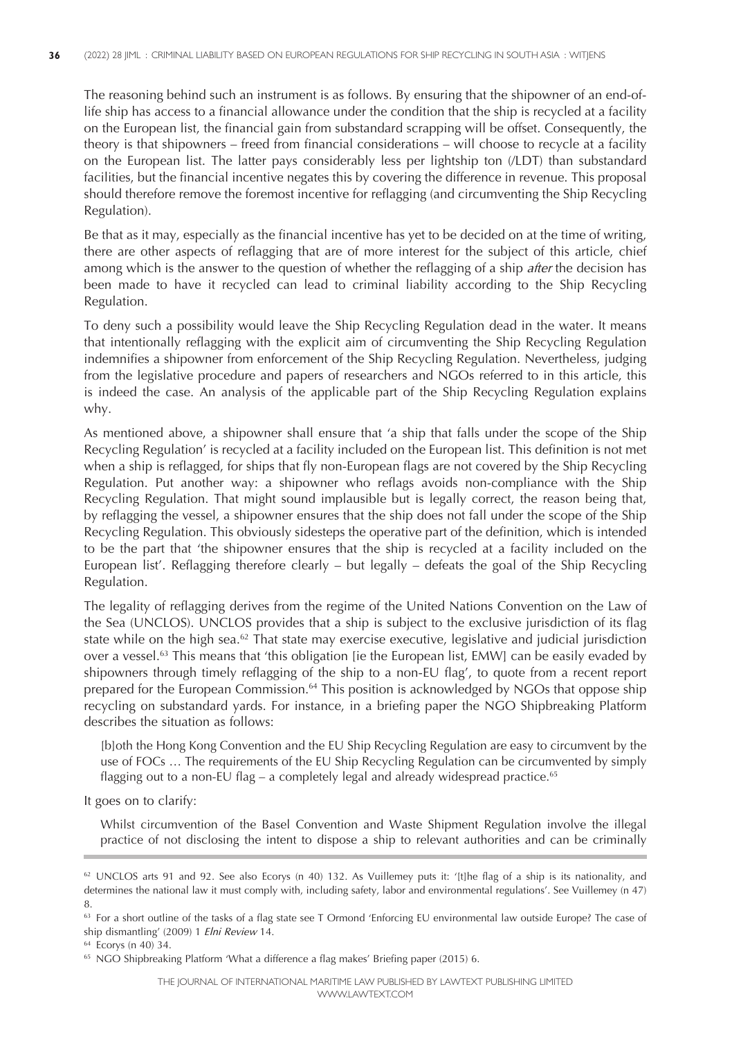The reasoning behind such an instrument is as follows. By ensuring that the shipowner of an end-of-life ship has access to a financial allowance under the condition that the ship is recycled at a facility on the European list, the financial gain from substandard scrapping will be offset. Consequently, the theory is that shipowners – freed from financial considerations – will choose to recycle at a facility on the European list. The latter pays considerably less per lightship ton (/LDT) than substandard facilities, but the financial incentive negates this by covering the difference in revenue. This proposal should therefore remove the foremost incentive for reflagging (and circumventing the Ship Recycling Regulation).

Be that as it may, especially as the financial incentive has yet to be decided on at the time of writing, there are other aspects of reflagging that are of more interest for the subject of this article, chief among which is the answer to the question of whether the reflagging of a ship *after* the decision has been made to have it recycled can lead to criminal liability according to the Ship Recycling Regulation.

To deny such a possibility would leave the Ship Recycling Regulation dead in the water. It means that intentionally reflagging with the explicit aim of circumventing the Ship Recycling Regulation indemnifies a shipowner from enforcement of the Ship Recycling Regulation. Nevertheless, judging from the legislative procedure and papers of researchers and NGOs referred to in this article, this is indeed the case. An analysis of the applicable part of the Ship Recycling Regulation explains why.

As mentioned above, a shipowner shall ensure that 'a ship that falls under the scope of the Ship Recycling Regulation' is recycled at a facility included on the European list. This definition is not met when a ship is reflagged, for ships that fly non-European flags are not covered by the Ship Recycling Regulation. Put another way: a shipowner who reflags avoids non-compliance with the Ship Recycling Regulation. That might sound implausible but is legally correct, the reason being that, by reflagging the vessel, a shipowner ensures that the ship does not fall under the scope of the Ship Recycling Regulation. This obviously sidesteps the operative part of the definition, which is intended to be the part that 'the shipowner ensures that the ship is recycled at a facility included on the European list'. Reflagging therefore clearly – but legally – defeats the goal of the Ship Recycling Regulation.

The legality of reflagging derives from the regime of the United Nations Convention on the Law of the Sea (UNCLOS). UNCLOS provides that a ship is subject to the exclusive jurisdiction of its flag state while on the high sea.[62] That state may exercise executive, legislative and judicial jurisdiction over a vessel.[63] This means that 'this obligation [ie the European list, EMW] can be easily evaded by shipowners through timely reflagging of the ship to a non-EU flag', to quote from a recent report prepared for the European Commission.[64] This position is acknowledged by NGOs that oppose ship recycling on substandard yards. For instance, in a briefing paper the NGO Shipbreaking Platform describes the situation as follows:

> [b]oth the Hong Kong Convention and the EU Ship Recycling Regulation are easy to circumvent by the use of FOCs … The requirements of the EU Ship Recycling Regulation can be circumvented by simply flagging out to a non-EU flag – a completely legal and already widespread practice.[65]

It goes on to clarify:

> Whilst circumvention of the Basel Convention and Waste Shipment Regulation involve the illegal practice of not disclosing the intent to dispose a ship to relevant authorities and can be criminally

---

[62] UNCLOS arts 91 and 92. See also Ecorys (n 40) 132. As Vuillemey puts it: '[t]he flag of a ship is its nationality, and determines the national law it must comply with, including safety, labor and environmental regulations'. See Vuillemey (n 47) 8.

[63] For a short outline of the tasks of a flag state see T Ormond 'Enforcing EU environmental law outside Europe? The case of ship dismantling' (2009) 1 *Elni Review* 14.

[64] Ecorys (n 40) 34.

[65] NGO Shipbreaking Platform 'What a difference a flag makes' Briefing paper (2015) 6.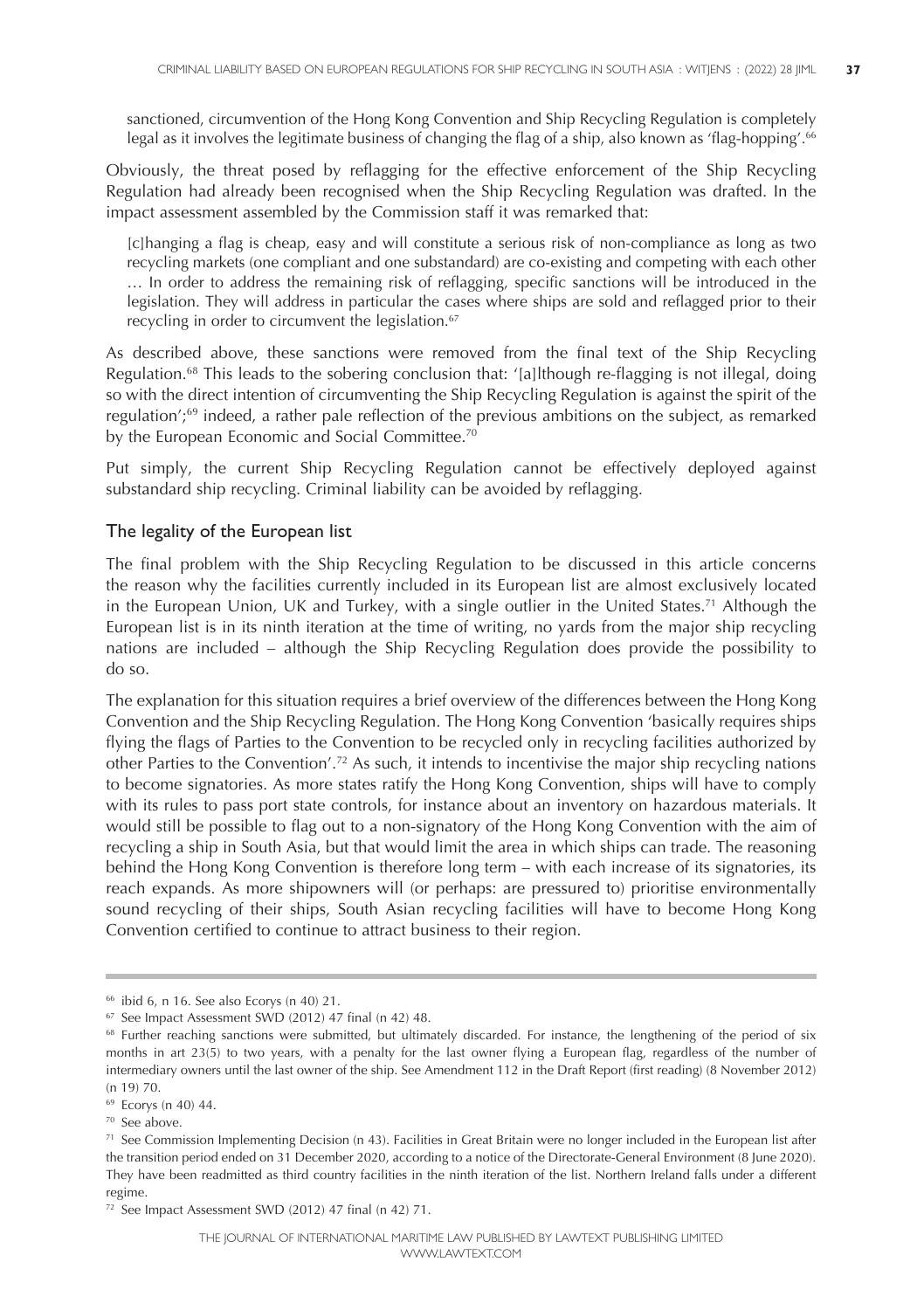sanctioned, circumvention of the Hong Kong Convention and Ship Recycling Regulation is completely legal as it involves the legitimate business of changing the flag of a ship, also known as 'flag-hopping'.[66]

Obviously, the threat posed by reflagging for the effective enforcement of the Ship Recycling Regulation had already been recognised when the Ship Recycling Regulation was drafted. In the impact assessment assembled by the Commission staff it was remarked that:

> [c]hanging a flag is cheap, easy and will constitute a serious risk of non-compliance as long as two recycling markets (one compliant and one substandard) are co-existing and competing with each other … In order to address the remaining risk of reflagging, specific sanctions will be introduced in the legislation. They will address in particular the cases where ships are sold and reflagged prior to their recycling in order to circumvent the legislation.[67]

As described above, these sanctions were removed from the final text of the Ship Recycling Regulation.[68] This leads to the sobering conclusion that: '[a]lthough re-flagging is not illegal, doing so with the direct intention of circumventing the Ship Recycling Regulation is against the spirit of the regulation';[69] indeed, a rather pale reflection of the previous ambitions on the subject, as remarked by the European Economic and Social Committee.[70]

Put simply, the current Ship Recycling Regulation cannot be effectively deployed against substandard ship recycling. Criminal liability can be avoided by reflagging.

## The legality of the European list

The final problem with the Ship Recycling Regulation to be discussed in this article concerns the reason why the facilities currently included in its European list are almost exclusively located in the European Union, UK and Turkey, with a single outlier in the United States.[71] Although the European list is in its ninth iteration at the time of writing, no yards from the major ship recycling nations are included – although the Ship Recycling Regulation does provide the possibility to do so.

The explanation for this situation requires a brief overview of the differences between the Hong Kong Convention and the Ship Recycling Regulation. The Hong Kong Convention 'basically requires ships flying the flags of Parties to the Convention to be recycled only in recycling facilities authorized by other Parties to the Convention'.[72] As such, it intends to incentivise the major ship recycling nations to become signatories. As more states ratify the Hong Kong Convention, ships will have to comply with its rules to pass port state controls, for instance about an inventory on hazardous materials. It would still be possible to flag out to a non-signatory of the Hong Kong Convention with the aim of recycling a ship in South Asia, but that would limit the area in which ships can trade. The reasoning behind the Hong Kong Convention is therefore long term – with each increase of its signatories, its reach expands. As more shipowners will (or perhaps: are pressured to) prioritise environmentally sound recycling of their ships, South Asian recycling facilities will have to become Hong Kong Convention certified to continue to attract business to their region.

---

[66] ibid 6, n 16. See also Ecorys (n 40) 21.

[67] See Impact Assessment SWD (2012) 47 final (n 42) 48.

[68] Further reaching sanctions were submitted, but ultimately discarded. For instance, the lengthening of the period of six months in art 23(5) to two years, with a penalty for the last owner flying a European flag, regardless of the number of intermediary owners until the last owner of the ship. See Amendment 112 in the Draft Report (first reading) (8 November 2012) (n 19) 70.

[69] Ecorys (n 40) 44.

[70] See above.

[71] See Commission Implementing Decision (n 43). Facilities in Great Britain were no longer included in the European list after the transition period ended on 31 December 2020, according to a notice of the Directorate-General Environment (8 June 2020). They have been readmitted as third country facilities in the ninth iteration of the list. Northern Ireland falls under a different regime.

[72] See Impact Assessment SWD (2012) 47 final (n 42) 71.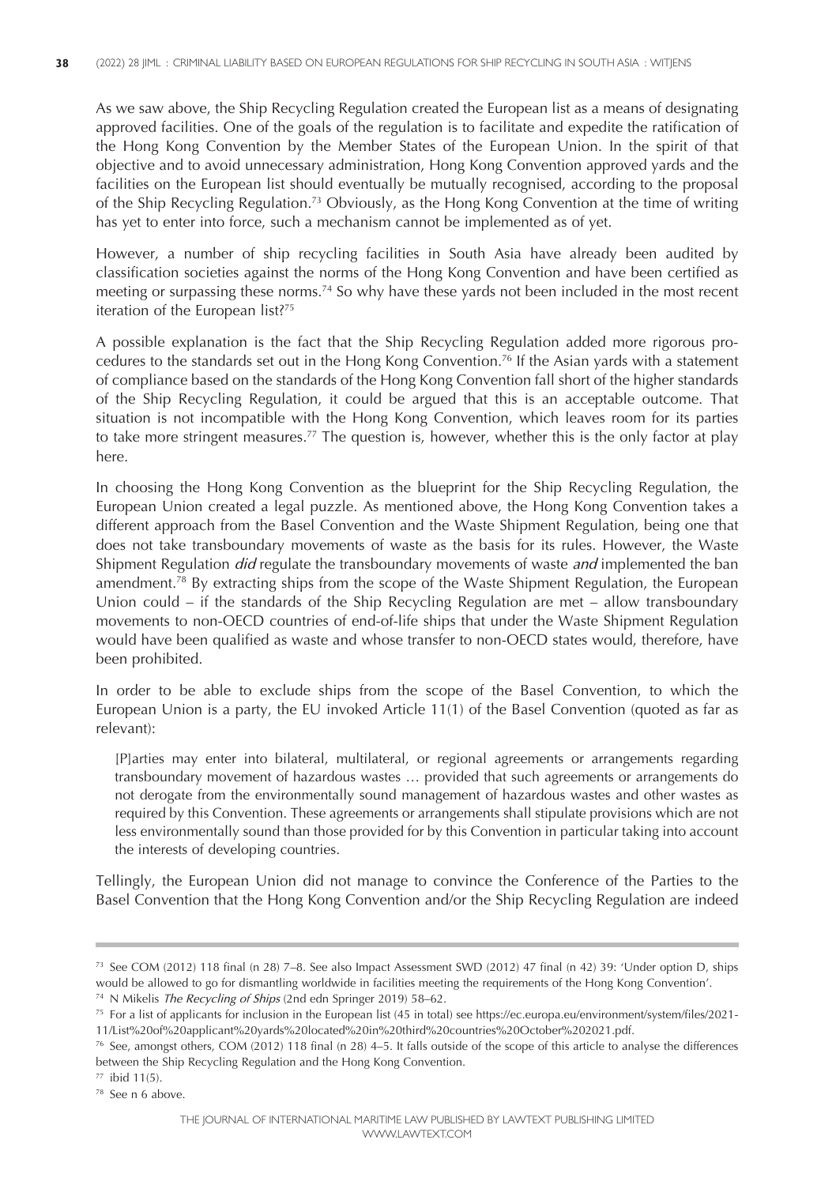As we saw above, the Ship Recycling Regulation created the European list as a means of designating approved facilities. One of the goals of the regulation is to facilitate and expedite the ratification of the Hong Kong Convention by the Member States of the European Union. In the spirit of that objective and to avoid unnecessary administration, Hong Kong Convention approved yards and the facilities on the European list should eventually be mutually recognised, according to the proposal of the Ship Recycling Regulation.[73] Obviously, as the Hong Kong Convention at the time of writing has yet to enter into force, such a mechanism cannot be implemented as of yet.

However, a number of ship recycling facilities in South Asia have already been audited by classification societies against the norms of the Hong Kong Convention and have been certified as meeting or surpassing these norms.[74] So why have these yards not been included in the most recent iteration of the European list?[75]

A possible explanation is the fact that the Ship Recycling Regulation added more rigorous procedures to the standards set out in the Hong Kong Convention.[76] If the Asian yards with a statement of compliance based on the standards of the Hong Kong Convention fall short of the higher standards of the Ship Recycling Regulation, it could be argued that this is an acceptable outcome. That situation is not incompatible with the Hong Kong Convention, which leaves room for its parties to take more stringent measures.[77] The question is, however, whether this is the only factor at play here.

In choosing the Hong Kong Convention as the blueprint for the Ship Recycling Regulation, the European Union created a legal puzzle. As mentioned above, the Hong Kong Convention takes a different approach from the Basel Convention and the Waste Shipment Regulation, being one that does not take transboundary movements of waste as the basis for its rules. However, the Waste Shipment Regulation *did* regulate the transboundary movements of waste *and* implemented the ban amendment.[78] By extracting ships from the scope of the Waste Shipment Regulation, the European Union could – if the standards of the Ship Recycling Regulation are met – allow transboundary movements to non-OECD countries of end-of-life ships that under the Waste Shipment Regulation would have been qualified as waste and whose transfer to non-OECD states would, therefore, have been prohibited.

In order to be able to exclude ships from the scope of the Basel Convention, to which the European Union is a party, the EU invoked Article 11(1) of the Basel Convention (quoted as far as relevant):

> [P]arties may enter into bilateral, multilateral, or regional agreements or arrangements regarding transboundary movement of hazardous wastes … provided that such agreements or arrangements do not derogate from the environmentally sound management of hazardous wastes and other wastes as required by this Convention. These agreements or arrangements shall stipulate provisions which are not less environmentally sound than those provided for by this Convention in particular taking into account the interests of developing countries.

Tellingly, the European Union did not manage to convince the Conference of the Parties to the Basel Convention that the Hong Kong Convention and/or the Ship Recycling Regulation are indeed

---

[73] See COM (2012) 118 final (n 28) 7–8. See also Impact Assessment SWD (2012) 47 final (n 42) 39: 'Under option D, ships would be allowed to go for dismantling worldwide in facilities meeting the requirements of the Hong Kong Convention'.

[74] N Mikelis *The Recycling of Ships* (2nd edn Springer 2019) 58–62.

[75] For a list of applicants for inclusion in the European list (45 in total) see https://ec.europa.eu/environment/system/files/2021-11/List%20of%20applicant%20yards%20located%20in%20third%20countries%20October%202021.pdf.

[76] See, amongst others, COM (2012) 118 final (n 28) 4–5. It falls outside of the scope of this article to analyse the differences between the Ship Recycling Regulation and the Hong Kong Convention.

[77] ibid 11(5).

[78] See n 6 above.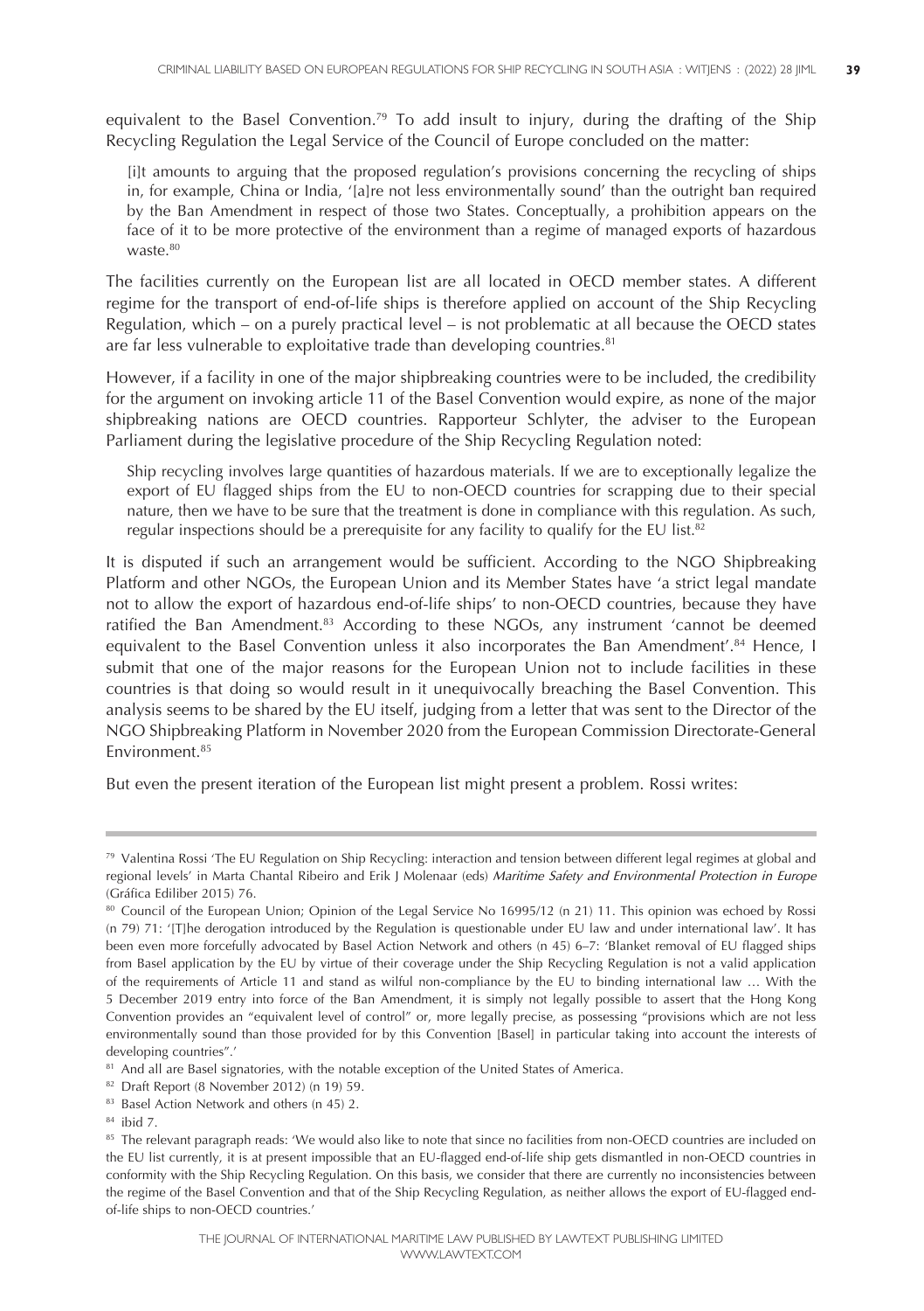equivalent to the Basel Convention.[79] To add insult to injury, during the drafting of the Ship Recycling Regulation the Legal Service of the Council of Europe concluded on the matter:

> [i]t amounts to arguing that the proposed regulation's provisions concerning the recycling of ships in, for example, China or India, '[a]re not less environmentally sound' than the outright ban required by the Ban Amendment in respect of those two States. Conceptually, a prohibition appears on the face of it to be more protective of the environment than a regime of managed exports of hazardous waste.[80]

The facilities currently on the European list are all located in OECD member states. A different regime for the transport of end-of-life ships is therefore applied on account of the Ship Recycling Regulation, which – on a purely practical level – is not problematic at all because the OECD states are far less vulnerable to exploitative trade than developing countries.[81]

However, if a facility in one of the major shipbreaking countries were to be included, the credibility for the argument on invoking article 11 of the Basel Convention would expire, as none of the major shipbreaking nations are OECD countries. Rapporteur Schlyter, the adviser to the European Parliament during the legislative procedure of the Ship Recycling Regulation noted:

> Ship recycling involves large quantities of hazardous materials. If we are to exceptionally legalize the export of EU flagged ships from the EU to non-OECD countries for scrapping due to their special nature, then we have to be sure that the treatment is done in compliance with this regulation. As such, regular inspections should be a prerequisite for any facility to qualify for the EU list.[82]

It is disputed if such an arrangement would be sufficient. According to the NGO Shipbreaking Platform and other NGOs, the European Union and its Member States have 'a strict legal mandate not to allow the export of hazardous end-of-life ships' to non-OECD countries, because they have ratified the Ban Amendment.[83] According to these NGOs, any instrument 'cannot be deemed equivalent to the Basel Convention unless it also incorporates the Ban Amendment'.[84] Hence, I submit that one of the major reasons for the European Union not to include facilities in these countries is that doing so would result in it unequivocally breaching the Basel Convention. This analysis seems to be shared by the EU itself, judging from a letter that was sent to the Director of the NGO Shipbreaking Platform in November 2020 from the European Commission Directorate-General Environment.[85]

But even the present iteration of the European list might present a problem. Rossi writes:

---

[79] Valentina Rossi 'The EU Regulation on Ship Recycling: interaction and tension between different legal regimes at global and regional levels' in Marta Chantal Ribeiro and Erik J Molenaar (eds) *Maritime Safety and Environmental Protection in Europe* (Gráfica Ediliber 2015) 76.

[80] Council of the European Union; Opinion of the Legal Service No 16995/12 (n 21) 11. This opinion was echoed by Rossi (n 79) 71: '[T]he derogation introduced by the Regulation is questionable under EU law and under international law'. It has been even more forcefully advocated by Basel Action Network and others (n 45) 6–7: 'Blanket removal of EU flagged ships from Basel application by the EU by virtue of their coverage under the Ship Recycling Regulation is not a valid application of the requirements of Article 11 and stand as wilful non-compliance by the EU to binding international law … With the 5 December 2019 entry into force of the Ban Amendment, it is simply not legally possible to assert that the Hong Kong Convention provides an "equivalent level of control" or, more legally precise, as possessing "provisions which are not less environmentally sound than those provided for by this Convention [Basel] in particular taking into account the interests of developing countries".'

[81] And all are Basel signatories, with the notable exception of the United States of America.

[82] Draft Report (8 November 2012) (n 19) 59.

[83] Basel Action Network and others (n 45) 2.

[84] ibid 7.

[85] The relevant paragraph reads: 'We would also like to note that since no facilities from non-OECD countries are included on the EU list currently, it is at present impossible that an EU-flagged end-of-life ship gets dismantled in non-OECD countries in conformity with the Ship Recycling Regulation. On this basis, we consider that there are currently no inconsistencies between the regime of the Basel Convention and that of the Ship Recycling Regulation, as neither allows the export of EU-flagged end-of-life ships to non-OECD countries.'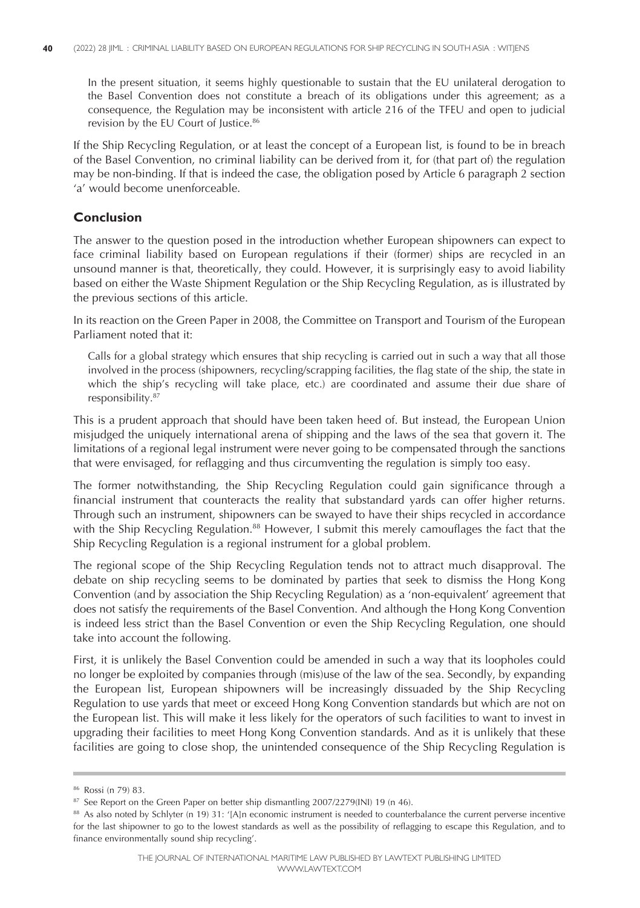> In the present situation, it seems highly questionable to sustain that the EU unilateral derogation to the Basel Convention does not constitute a breach of its obligations under this agreement; as a consequence, the Regulation may be inconsistent with article 216 of the TFEU and open to judicial revision by the EU Court of Justice.[86]

If the Ship Recycling Regulation, or at least the concept of a European list, is found to be in breach of the Basel Convention, no criminal liability can be derived from it, for (that part of) the regulation may be non-binding. If that is indeed the case, the obligation posed by Article 6 paragraph 2 section 'a' would become unenforceable.

## Conclusion

The answer to the question posed in the introduction whether European shipowners can expect to face criminal liability based on European regulations if their (former) ships are recycled in an unsound manner is that, theoretically, they could. However, it is surprisingly easy to avoid liability based on either the Waste Shipment Regulation or the Ship Recycling Regulation, as is illustrated by the previous sections of this article.

In its reaction on the Green Paper in 2008, the Committee on Transport and Tourism of the European Parliament noted that it:

> Calls for a global strategy which ensures that ship recycling is carried out in such a way that all those involved in the process (shipowners, recycling/scrapping facilities, the flag state of the ship, the state in which the ship's recycling will take place, etc.) are coordinated and assume their due share of responsibility.[87]

This is a prudent approach that should have been taken heed of. But instead, the European Union misjudged the uniquely international arena of shipping and the laws of the sea that govern it. The limitations of a regional legal instrument were never going to be compensated through the sanctions that were envisaged, for reflagging and thus circumventing the regulation is simply too easy.

The former notwithstanding, the Ship Recycling Regulation could gain significance through a financial instrument that counteracts the reality that substandard yards can offer higher returns. Through such an instrument, shipowners can be swayed to have their ships recycled in accordance with the Ship Recycling Regulation.[88] However, I submit this merely camouflages the fact that the Ship Recycling Regulation is a regional instrument for a global problem.

The regional scope of the Ship Recycling Regulation tends not to attract much disapproval. The debate on ship recycling seems to be dominated by parties that seek to dismiss the Hong Kong Convention (and by association the Ship Recycling Regulation) as a 'non-equivalent' agreement that does not satisfy the requirements of the Basel Convention. And although the Hong Kong Convention is indeed less strict than the Basel Convention or even the Ship Recycling Regulation, one should take into account the following.

First, it is unlikely the Basel Convention could be amended in such a way that its loopholes could no longer be exploited by companies through (mis)use of the law of the sea. Secondly, by expanding the European list, European shipowners will be increasingly dissuaded by the Ship Recycling Regulation to use yards that meet or exceed Hong Kong Convention standards but which are not on the European list. This will make it less likely for the operators of such facilities to want to invest in upgrading their facilities to meet Hong Kong Convention standards. And as it is unlikely that these facilities are going to close shop, the unintended consequence of the Ship Recycling Regulation is

---

[86] Rossi (n 79) 83.

[87] See Report on the Green Paper on better ship dismantling 2007/2279(INI) 19 (n 46).

[88] As also noted by Schlyter (n 19) 31: '[A]n economic instrument is needed to counterbalance the current perverse incentive for the last shipowner to go to the lowest standards as well as the possibility of reflagging to escape this Regulation, and to finance environmentally sound ship recycling'.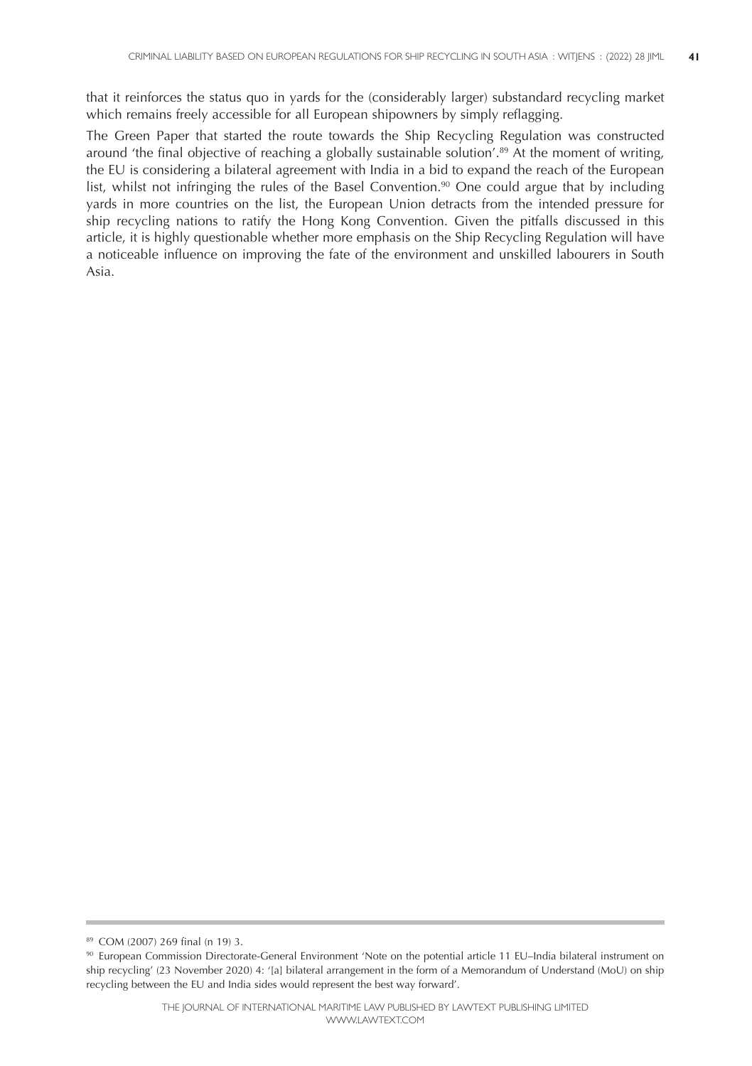that it reinforces the status quo in yards for the (considerably larger) substandard recycling market which remains freely accessible for all European shipowners by simply reflagging.

The Green Paper that started the route towards the Ship Recycling Regulation was constructed around 'the final objective of reaching a globally sustainable solution'.[89] At the moment of writing, the EU is considering a bilateral agreement with India in a bid to expand the reach of the European list, whilst not infringing the rules of the Basel Convention.[90] One could argue that by including yards in more countries on the list, the European Union detracts from the intended pressure for ship recycling nations to ratify the Hong Kong Convention. Given the pitfalls discussed in this article, it is highly questionable whether more emphasis on the Ship Recycling Regulation will have a noticeable influence on improving the fate of the environment and unskilled labourers in South Asia.

---

[89] COM (2007) 269 final (n 19) 3.

[90] European Commission Directorate-General Environment 'Note on the potential article 11 EU–India bilateral instrument on ship recycling' (23 November 2020) 4: '[a] bilateral arrangement in the form of a Memorandum of Understand (MoU) on ship recycling between the EU and India sides would represent the best way forward'.